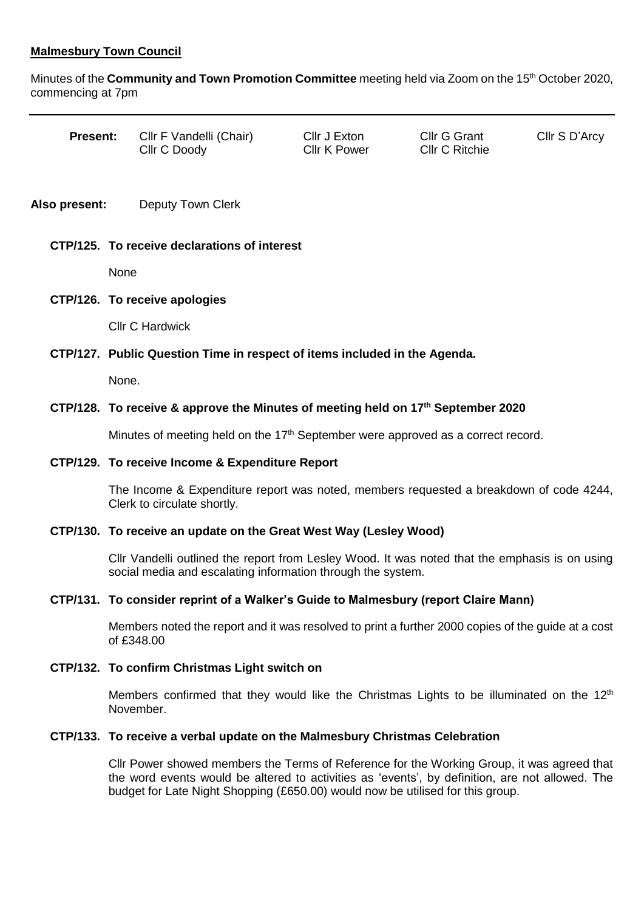**Malmesbury Town Council**

Minutes of the **Community and Town Promotion Committee** meeting held via Zoom on the 15th October 2020, commencing at 7pm

---

**Present:** Cllr F Vandelli (Chair), Cllr J Exton, Cllr G Grant, Cllr S D'Arcy, Cllr C Doody, Cllr K Power, Cllr C Ritchie

**Also present:** Deputy Town Clerk

**CTP/125. To receive declarations of interest**

None

**CTP/126. To receive apologies**

Cllr C Hardwick

**CTP/127. Public Question Time in respect of items included in the Agenda.**

None.

**CTP/128. To receive & approve the Minutes of meeting held on 17th September 2020**

Minutes of meeting held on the 17th September were approved as a correct record.

**CTP/129. To receive Income & Expenditure Report**

The Income & Expenditure report was noted, members requested a breakdown of code 4244, Clerk to circulate shortly.

**CTP/130. To receive an update on the Great West Way (Lesley Wood)**

Cllr Vandelli outlined the report from Lesley Wood. It was noted that the emphasis is on using social media and escalating information through the system.

**CTP/131. To consider reprint of a Walker's Guide to Malmesbury (report Claire Mann)**

Members noted the report and it was resolved to print a further 2000 copies of the guide at a cost of £348.00

**CTP/132. To confirm Christmas Light switch on**

Members confirmed that they would like the Christmas Lights to be illuminated on the 12th November.

**CTP/133. To receive a verbal update on the Malmesbury Christmas Celebration**

Cllr Power showed members the Terms of Reference for the Working Group, it was agreed that the word events would be altered to activities as 'events', by definition, are not allowed. The budget for Late Night Shopping (£650.00) would now be utilised for this group.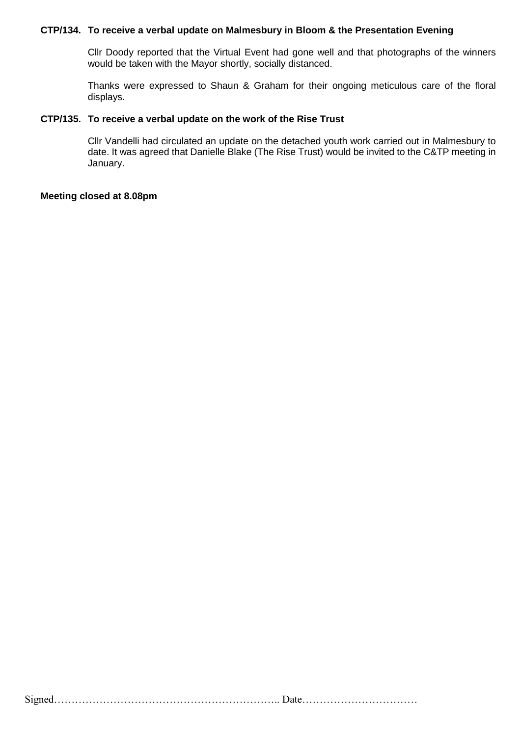**CTP/134. To receive a verbal update on Malmesbury in Bloom & the Presentation Evening**

Cllr Doody reported that the Virtual Event had gone well and that photographs of the winners would be taken with the Mayor shortly, socially distanced.

Thanks were expressed to Shaun & Graham for their ongoing meticulous care of the floral displays.

**CTP/135. To receive a verbal update on the work of the Rise Trust**

Cllr Vandelli had circulated an update on the detached youth work carried out in Malmesbury to date. It was agreed that Danielle Blake (The Rise Trust) would be invited to the C&TP meeting in January.

**Meeting closed at 8.08pm**

Signed……………………………………………………….. Date……………………………